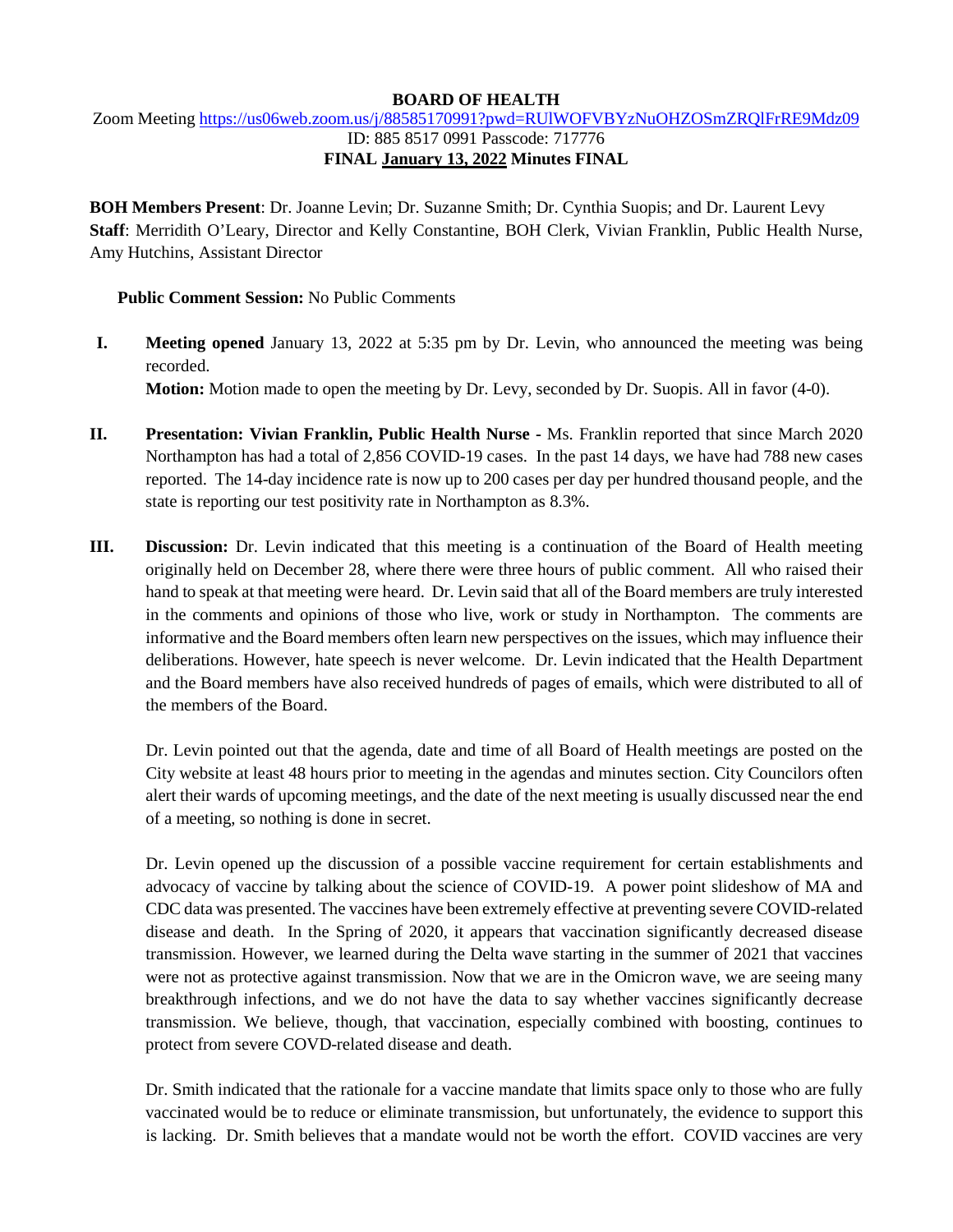**BOARD OF HEALTH**

Zoom Meeting https://us06web.zoom.us/j/88585170991?pwd=RUlWOFVBYzNuOHZOSmZRQlFrRE9Mdz09

ID: 885 8517 0991 Passcode: 717776

**FINAL January 13, 2022 Minutes FINAL**

**BOH Members Present**: Dr. Joanne Levin; Dr. Suzanne Smith; Dr. Cynthia Suopis; and Dr. Laurent Levy
**Staff**: Merridith O'Leary, Director and Kelly Constantine, BOH Clerk, Vivian Franklin, Public Health Nurse, Amy Hutchins, Assistant Director

**Public Comment Session:** No Public Comments

**I. Meeting opened** January 13, 2022 at 5:35 pm by Dr. Levin, who announced the meeting was being recorded.
**Motion:** Motion made to open the meeting by Dr. Levy, seconded by Dr. Suopis. All in favor (4-0).

**II. Presentation: Vivian Franklin, Public Health Nurse -** Ms. Franklin reported that since March 2020 Northampton has had a total of 2,856 COVID-19 cases. In the past 14 days, we have had 788 new cases reported. The 14-day incidence rate is now up to 200 cases per day per hundred thousand people, and the state is reporting our test positivity rate in Northampton as 8.3%.

**III. Discussion:** Dr. Levin indicated that this meeting is a continuation of the Board of Health meeting originally held on December 28, where there were three hours of public comment. All who raised their hand to speak at that meeting were heard. Dr. Levin said that all of the Board members are truly interested in the comments and opinions of those who live, work or study in Northampton. The comments are informative and the Board members often learn new perspectives on the issues, which may influence their deliberations. However, hate speech is never welcome. Dr. Levin indicated that the Health Department and the Board members have also received hundreds of pages of emails, which were distributed to all of the members of the Board.

Dr. Levin pointed out that the agenda, date and time of all Board of Health meetings are posted on the City website at least 48 hours prior to meeting in the agendas and minutes section. City Councilors often alert their wards of upcoming meetings, and the date of the next meeting is usually discussed near the end of a meeting, so nothing is done in secret.

Dr. Levin opened up the discussion of a possible vaccine requirement for certain establishments and advocacy of vaccine by talking about the science of COVID-19. A power point slideshow of MA and CDC data was presented. The vaccines have been extremely effective at preventing severe COVID-related disease and death. In the Spring of 2020, it appears that vaccination significantly decreased disease transmission. However, we learned during the Delta wave starting in the summer of 2021 that vaccines were not as protective against transmission. Now that we are in the Omicron wave, we are seeing many breakthrough infections, and we do not have the data to say whether vaccines significantly decrease transmission. We believe, though, that vaccination, especially combined with boosting, continues to protect from severe COVD-related disease and death.

Dr. Smith indicated that the rationale for a vaccine mandate that limits space only to those who are fully vaccinated would be to reduce or eliminate transmission, but unfortunately, the evidence to support this is lacking. Dr. Smith believes that a mandate would not be worth the effort. COVID vaccines are very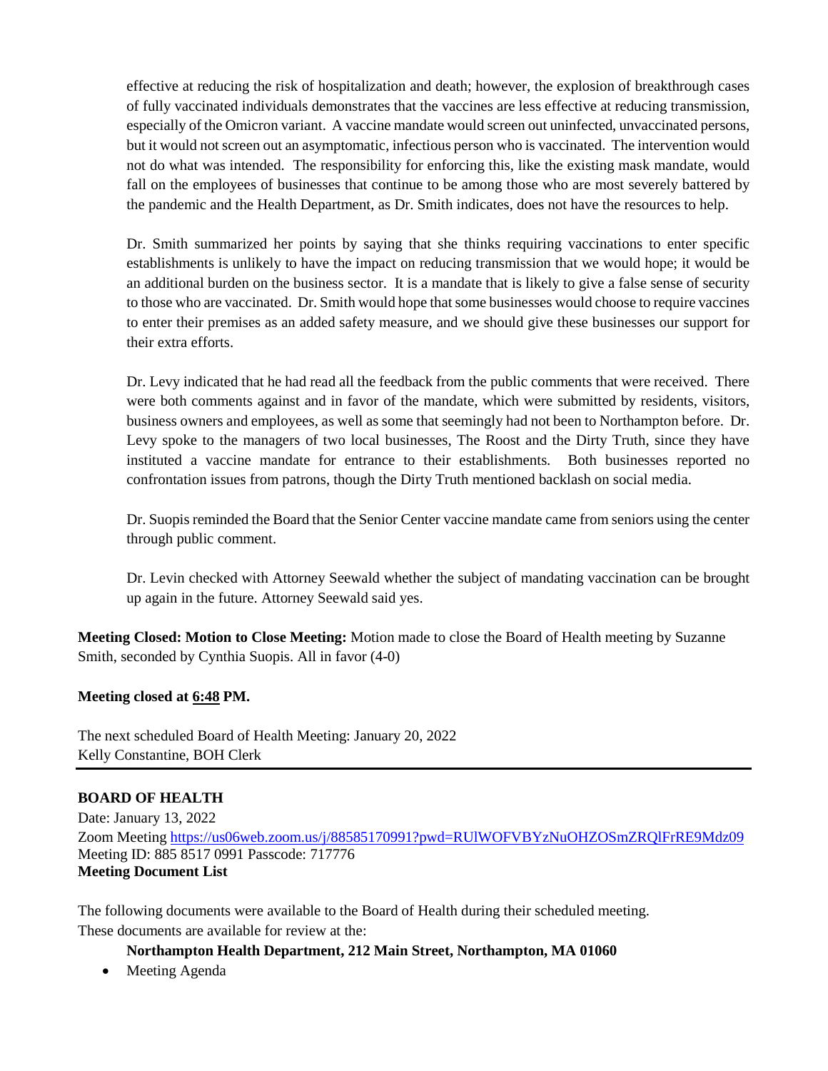effective at reducing the risk of hospitalization and death; however, the explosion of breakthrough cases of fully vaccinated individuals demonstrates that the vaccines are less effective at reducing transmission, especially of the Omicron variant. A vaccine mandate would screen out uninfected, unvaccinated persons, but it would not screen out an asymptomatic, infectious person who is vaccinated. The intervention would not do what was intended. The responsibility for enforcing this, like the existing mask mandate, would fall on the employees of businesses that continue to be among those who are most severely battered by the pandemic and the Health Department, as Dr. Smith indicates, does not have the resources to help.

Dr. Smith summarized her points by saying that she thinks requiring vaccinations to enter specific establishments is unlikely to have the impact on reducing transmission that we would hope; it would be an additional burden on the business sector. It is a mandate that is likely to give a false sense of security to those who are vaccinated. Dr. Smith would hope that some businesses would choose to require vaccines to enter their premises as an added safety measure, and we should give these businesses our support for their extra efforts.

Dr. Levy indicated that he had read all the feedback from the public comments that were received. There were both comments against and in favor of the mandate, which were submitted by residents, visitors, business owners and employees, as well as some that seemingly had not been to Northampton before. Dr. Levy spoke to the managers of two local businesses, The Roost and the Dirty Truth, since they have instituted a vaccine mandate for entrance to their establishments. Both businesses reported no confrontation issues from patrons, though the Dirty Truth mentioned backlash on social media.

Dr. Suopis reminded the Board that the Senior Center vaccine mandate came from seniors using the center through public comment.

Dr. Levin checked with Attorney Seewald whether the subject of mandating vaccination can be brought up again in the future. Attorney Seewald said yes.

**Meeting Closed: Motion to Close Meeting:** Motion made to close the Board of Health meeting by Suzanne Smith, seconded by Cynthia Suopis. All in favor (4-0)

**Meeting closed at 6:48 PM.**

The next scheduled Board of Health Meeting: January 20, 2022
Kelly Constantine, BOH Clerk

---

**BOARD OF HEALTH**
Date: January 13, 2022
Zoom Meeting https://us06web.zoom.us/j/88585170991?pwd=RUlWOFVBYzNuOHZOSmZRQlFrRE9Mdz09
Meeting ID: 885 8517 0991 Passcode: 717776
**Meeting Document List**

The following documents were available to the Board of Health during their scheduled meeting.
These documents are available for review at the:

**Northampton Health Department, 212 Main Street, Northampton, MA 01060**

- Meeting Agenda